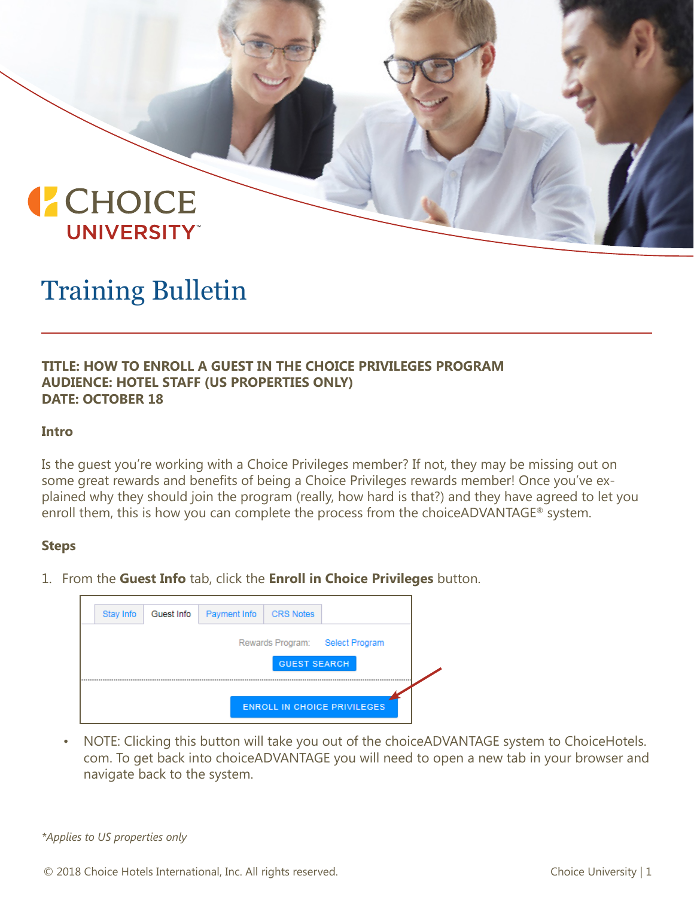# Training Bulletin

**TITLE: HOW TO ENROLL A GUEST IN THE CHOICE PRIVILEGES PROGRAM**
**AUDIENCE: HOTEL STAFF (US PROPERTIES ONLY)**
**DATE: OCTOBER 18**

## Intro

Is the guest you're working with a Choice Privileges member? If not, they may be missing out on some great rewards and benefits of being a Choice Privileges rewards member! Once you've explained why they should join the program (really, how hard is that?) and they have agreed to let you enroll them, this is how you can complete the process from the choiceADVANTAGE® system.

## Steps

1. From the **Guest Info** tab, click the **Enroll in Choice Privileges** button.

   - NOTE: Clicking this button will take you out of the choiceADVANTAGE system to ChoiceHotels.com. To get back into choiceADVANTAGE you will need to open a new tab in your browser and navigate back to the system.

*\*Applies to US properties only*

© 2018 Choice Hotels International, Inc. All rights reserved.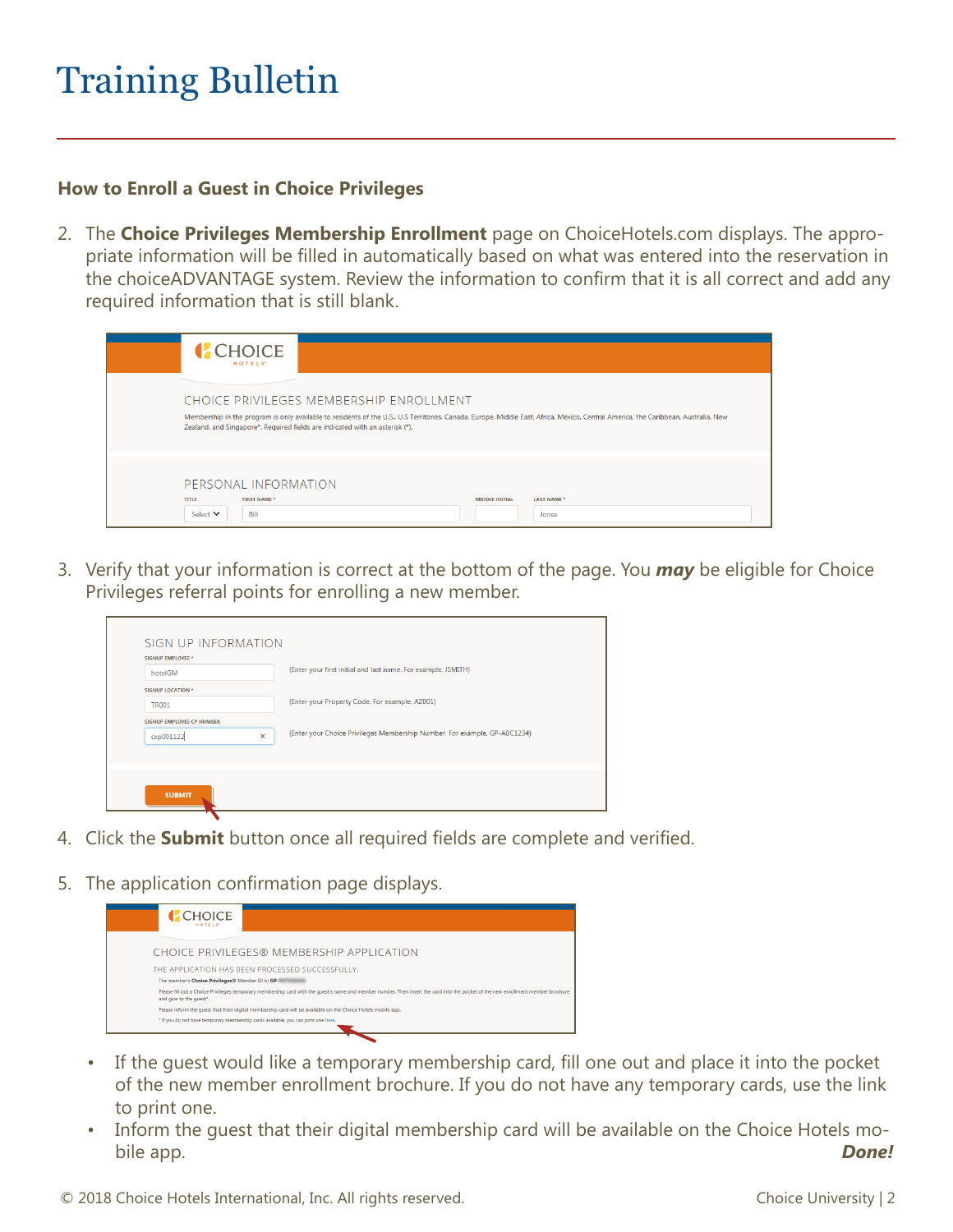# Training Bulletin

**How to Enroll a Guest in Choice Privileges**

2. The **Choice Privileges Membership Enrollment** page on ChoiceHotels.com displays. The appropriate information will be filled in automatically based on what was entered into the reservation in the choiceADVANTAGE system. Review the information to confirm that it is all correct and add any required information that is still blank.

3. Verify that your information is correct at the bottom of the page. You ***may*** be eligible for Choice Privileges referral points for enrolling a new member.

4. Click the **Submit** button once all required fields are complete and verified.

5. The application confirmation page displays.

- If the guest would like a temporary membership card, fill one out and place it into the pocket of the new member enrollment brochure. If you do not have any temporary cards, use the link to print one.
- Inform the guest that their digital membership card will be available on the Choice Hotels mobile app.

***Done!***

© 2018 Choice Hotels International, Inc. All rights reserved.